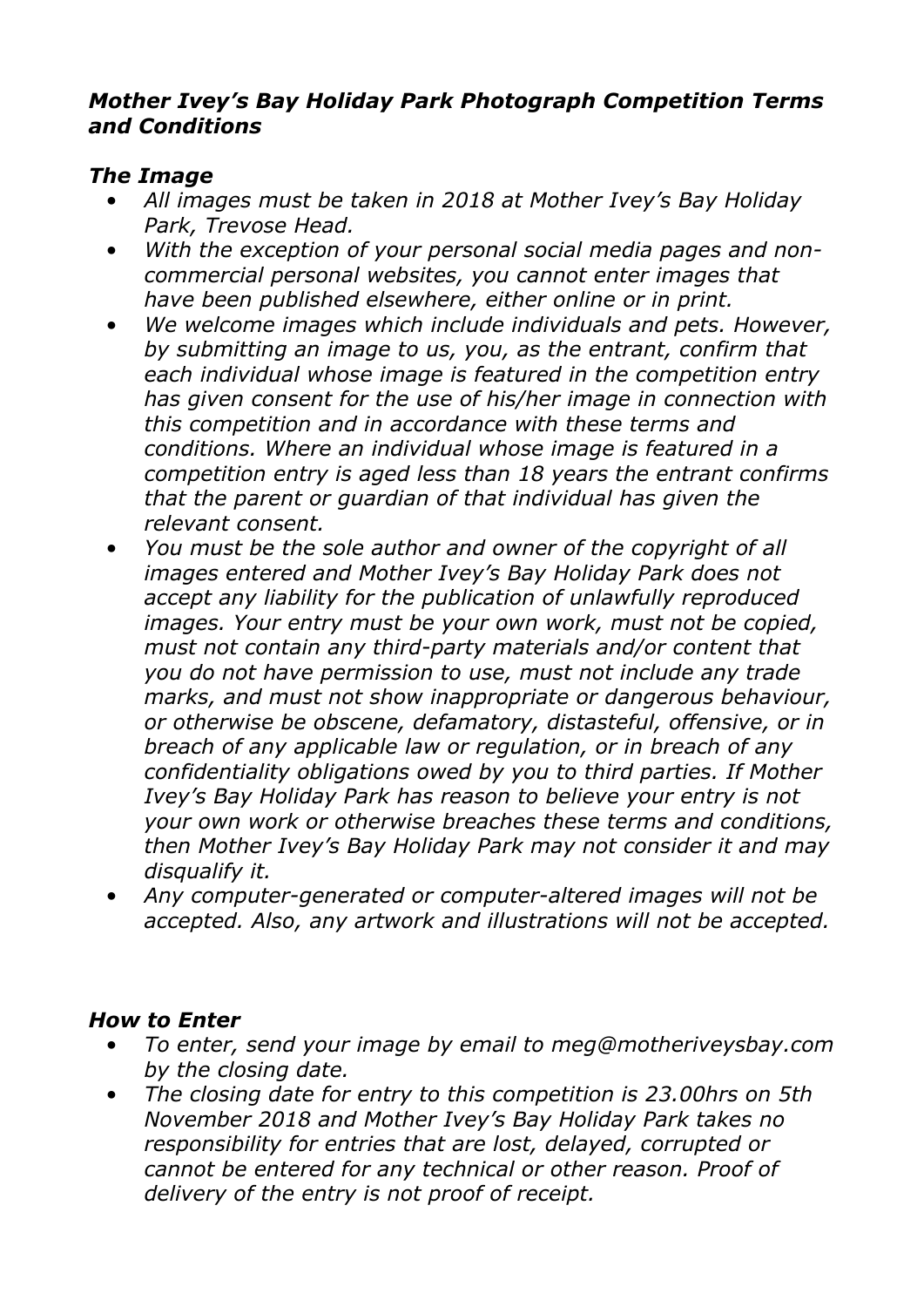## *Mother Ivey's Bay Holiday Park Photograph Competition Terms and Conditions*

### *The Image*

- *All images must be taken in 2018 at Mother Ivey's Bay Holiday Park, Trevose Head.*
- *With the exception of your personal social media pages and non-commercial personal websites, you cannot enter images that have been published elsewhere, either online or in print.*
- *We welcome images which include individuals and pets. However, by submitting an image to us, you, as the entrant, confirm that each individual whose image is featured in the competition entry has given consent for the use of his/her image in connection with this competition and in accordance with these terms and conditions. Where an individual whose image is featured in a competition entry is aged less than 18 years the entrant confirms that the parent or guardian of that individual has given the relevant consent.*
- *You must be the sole author and owner of the copyright of all images entered and Mother Ivey's Bay Holiday Park does not accept any liability for the publication of unlawfully reproduced images. Your entry must be your own work, must not be copied, must not contain any third-party materials and/or content that you do not have permission to use, must not include any trade marks, and must not show inappropriate or dangerous behaviour, or otherwise be obscene, defamatory, distasteful, offensive, or in breach of any applicable law or regulation, or in breach of any confidentiality obligations owed by you to third parties. If Mother Ivey's Bay Holiday Park has reason to believe your entry is not your own work or otherwise breaches these terms and conditions, then Mother Ivey's Bay Holiday Park may not consider it and may disqualify it.*
- *Any computer-generated or computer-altered images will not be accepted. Also, any artwork and illustrations will not be accepted.*

### *How to Enter*

- *To enter, send your image by email to meg@motheriveysbay.com by the closing date.*
- *The closing date for entry to this competition is 23.00hrs on 5th November 2018 and Mother Ivey's Bay Holiday Park takes no responsibility for entries that are lost, delayed, corrupted or cannot be entered for any technical or other reason. Proof of delivery of the entry is not proof of receipt.*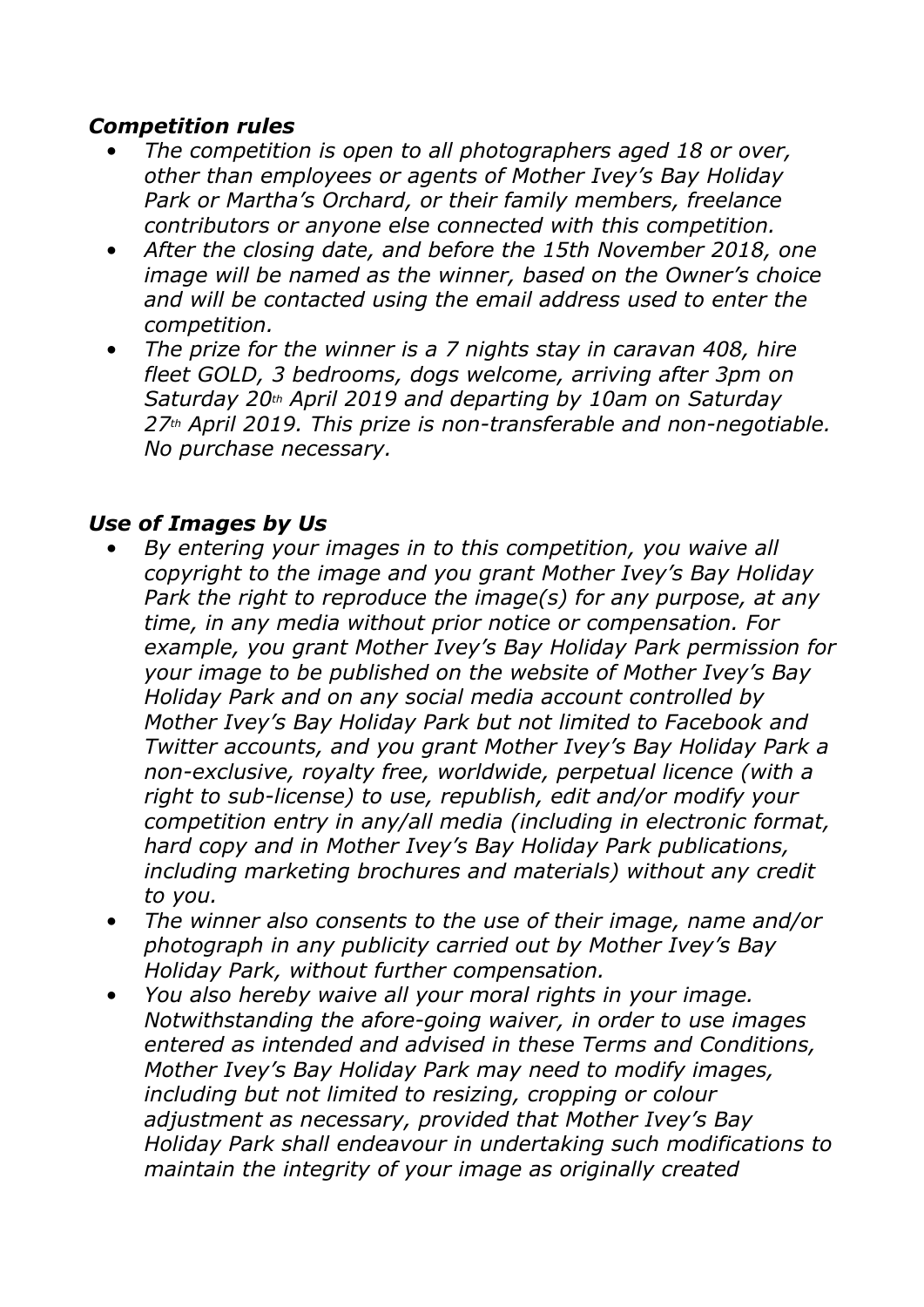### ***Competition rules***

- *The competition is open to all photographers aged 18 or over, other than employees or agents of Mother Ivey's Bay Holiday Park or Martha's Orchard, or their family members, freelance contributors or anyone else connected with this competition.*
- *After the closing date, and before the 15th November 2018, one image will be named as the winner, based on the Owner's choice and will be contacted using the email address used to enter the competition.*
- *The prize for the winner is a 7 nights stay in caravan 408, hire fleet GOLD, 3 bedrooms, dogs welcome, arriving after 3pm on Saturday 20th April 2019 and departing by 10am on Saturday 27th April 2019. This prize is non-transferable and non-negotiable. No purchase necessary.*

### ***Use of Images by Us***

- *By entering your images in to this competition, you waive all copyright to the image and you grant Mother Ivey's Bay Holiday Park the right to reproduce the image(s) for any purpose, at any time, in any media without prior notice or compensation. For example, you grant Mother Ivey's Bay Holiday Park permission for your image to be published on the website of Mother Ivey's Bay Holiday Park and on any social media account controlled by Mother Ivey's Bay Holiday Park but not limited to Facebook and Twitter accounts, and you grant Mother Ivey's Bay Holiday Park a non-exclusive, royalty free, worldwide, perpetual licence (with a right to sub-license) to use, republish, edit and/or modify your competition entry in any/all media (including in electronic format, hard copy and in Mother Ivey's Bay Holiday Park publications, including marketing brochures and materials) without any credit to you.*
- *The winner also consents to the use of their image, name and/or photograph in any publicity carried out by Mother Ivey's Bay Holiday Park, without further compensation.*
- *You also hereby waive all your moral rights in your image. Notwithstanding the afore-going waiver, in order to use images entered as intended and advised in these Terms and Conditions, Mother Ivey's Bay Holiday Park may need to modify images, including but not limited to resizing, cropping or colour adjustment as necessary, provided that Mother Ivey's Bay Holiday Park shall endeavour in undertaking such modifications to maintain the integrity of your image as originally created*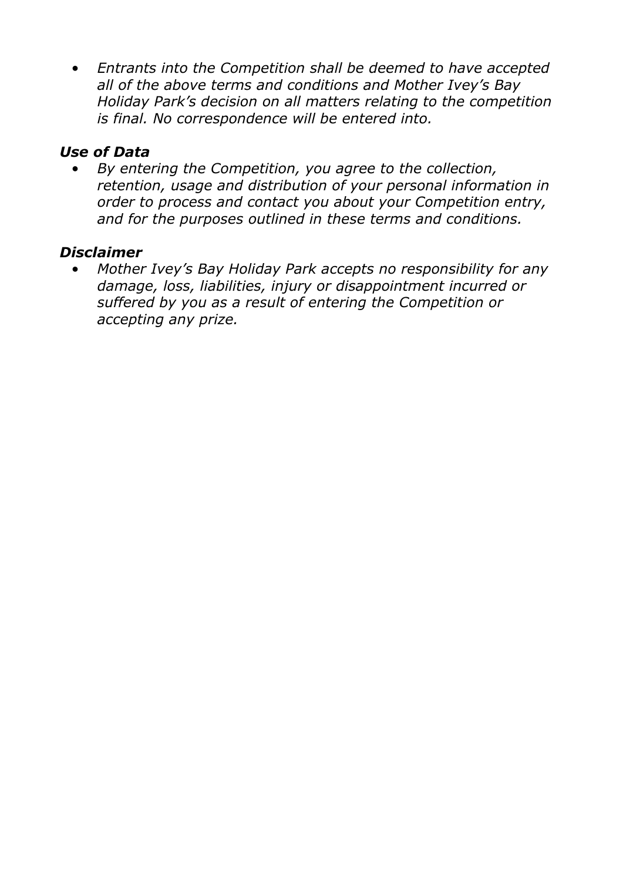- *Entrants into the Competition shall be deemed to have accepted all of the above terms and conditions and Mother Ivey's Bay Holiday Park's decision on all matters relating to the competition is final. No correspondence will be entered into.*

***Use of Data***

- *By entering the Competition, you agree to the collection, retention, usage and distribution of your personal information in order to process and contact you about your Competition entry, and for the purposes outlined in these terms and conditions.*

***Disclaimer***

- *Mother Ivey's Bay Holiday Park accepts no responsibility for any damage, loss, liabilities, injury or disappointment incurred or suffered by you as a result of entering the Competition or accepting any prize.*